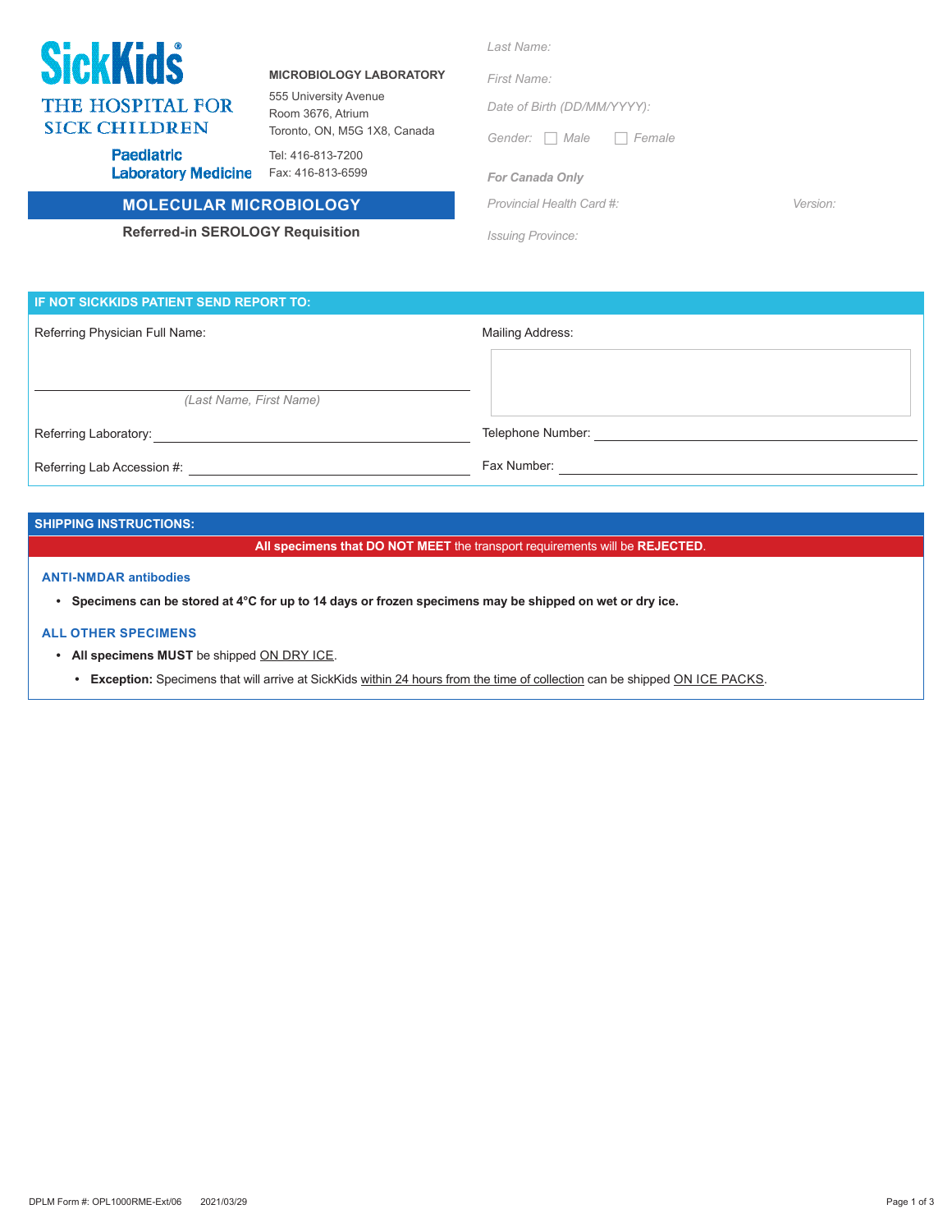**SickKids**
THE HOSPITAL FOR SICK CHILDREN

Paediatric Laboratory Medicine

**MICROBIOLOGY LABORATORY**

555 University Avenue
Room 3676, Atrium
Toronto, ON, M5G 1X8, Canada

Tel: 416-813-7200
Fax: 416-813-6599

## MOLECULAR MICROBIOLOGY

### Referred-in SEROLOGY Requisition

*Last Name:*

*First Name:*

*Date of Birth (DD/MM/YYYY):*

*Gender:* ☐ *Male* ☐ *Female*

***For Canada Only***

*Provincial Health Card #:* *Version:*

*Issuing Province:*

## IF NOT SICKKIDS PATIENT SEND REPORT TO:

Referring Physician Full Name: ______________________

*(Last Name, First Name)*

Mailing Address:

Referring Laboratory: ______________________

Telephone Number: ______________________

Referring Lab Accession #: ______________________

Fax Number: ______________________

## SHIPPING INSTRUCTIONS:

**All specimens that DO NOT MEET** the transport requirements will be **REJECTED**.

### ANTI-NMDAR antibodies

- **Specimens can be stored at 4°C for up to 14 days or frozen specimens may be shipped on wet or dry ice.**

### ALL OTHER SPECIMENS

- **All specimens MUST** be shipped ON DRY ICE.
  - **Exception:** Specimens that will arrive at SickKids within 24 hours from the time of collection can be shipped ON ICE PACKS.

DPLM Form #: OPL1000RME-Ext/06 2021/03/29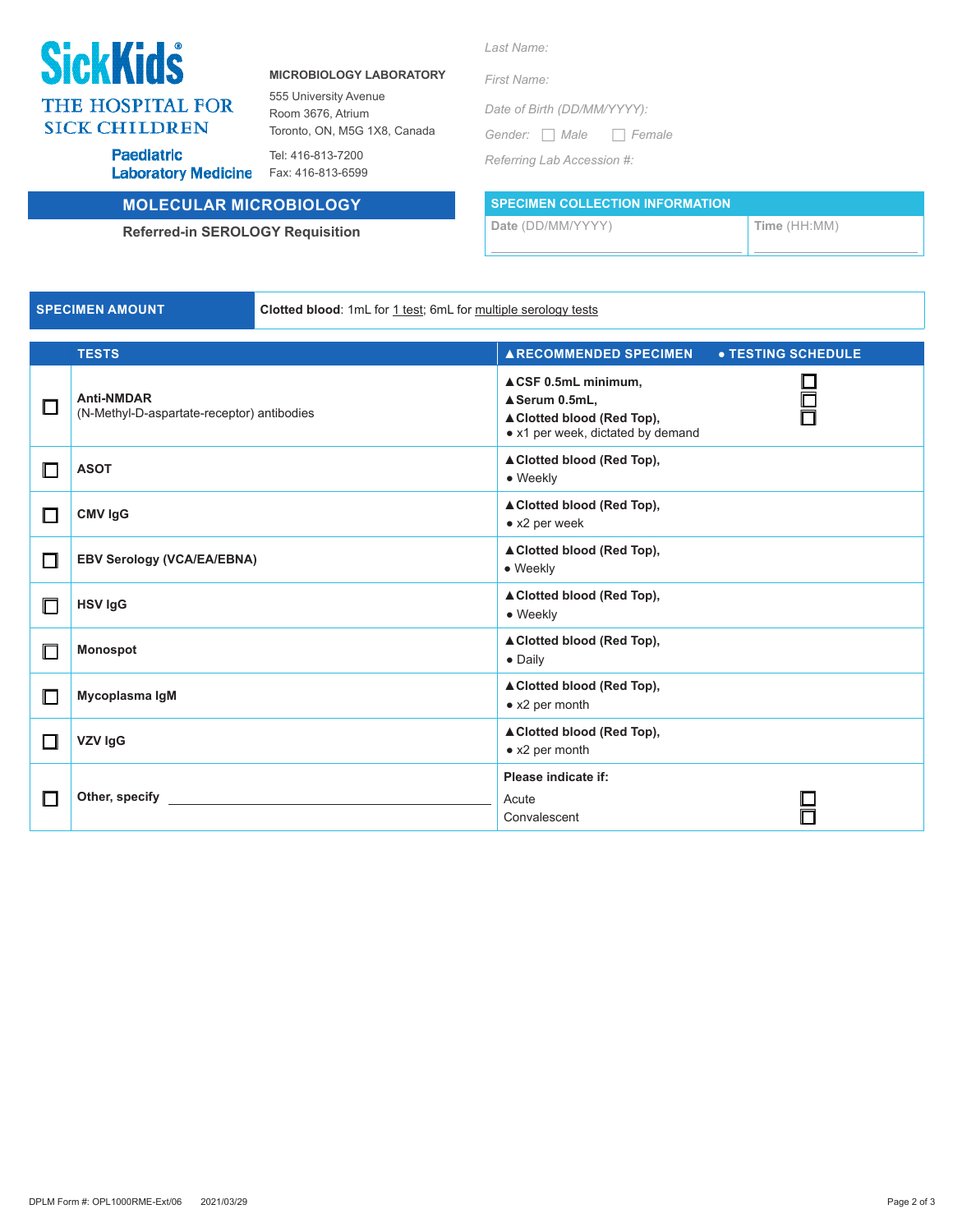**SickKids** THE HOSPITAL FOR SICK CHILDREN

**Paediatric Laboratory Medicine**

**MICROBIOLOGY LABORATORY**

555 University Avenue
Room 3676, Atrium
Toronto, ON, M5G 1X8, Canada

Tel: 416-813-7200
Fax: 416-813-6599

*Last Name:*

*First Name:*

*Date of Birth (DD/MM/YYYY):*

*Gender:* ☐ *Male* ☐ *Female*

*Referring Lab Accession #:*

## MOLECULAR MICROBIOLOGY

**Referred-in SEROLOGY Requisition**

| SPECIMEN COLLECTION INFORMATION | |
|---|---|
| **Date** (DD/MM/YYYY) | **Time** (HH:MM) |
| | |

| SPECIMEN AMOUNT | **Clotted blood**: 1mL for 1 test; 6mL for multiple serology tests |
|---|---|

| | TESTS | ▲RECOMMENDED SPECIMEN ● TESTING SCHEDULE | |
|---|---|---|---|
| ☐ | **Anti-NMDAR** (N-Methyl-D-aspartate-receptor) antibodies | ▲**CSF 0.5mL minimum,** ▲**Serum 0.5mL,** ▲**Clotted blood (Red Top),** ● x1 per week, dictated by demand | ☐ ☐ ☐ |
| ☐ | **ASOT** | ▲**Clotted blood (Red Top),** ● Weekly | |
| ☐ | **CMV IgG** | ▲**Clotted blood (Red Top),** ● x2 per week | |
| ☐ | **EBV Serology (VCA/EA/EBNA)** | ▲**Clotted blood (Red Top),** ● Weekly | |
| ☐ | **HSV IgG** | ▲**Clotted blood (Red Top),** ● Weekly | |
| ☐ | **Monospot** | ▲**Clotted blood (Red Top),** ● Daily | |
| ☐ | **Mycoplasma IgM** | ▲**Clotted blood (Red Top),** ● x2 per month | |
| ☐ | **VZV IgG** | ▲**Clotted blood (Red Top),** ● x2 per month | |
| ☐ | **Other, specify** ______________________ | **Please indicate if:** Acute / Convalescent | ☐ ☐ |

DPLM Form #: OPL1000RME-Ext/06 2021/03/29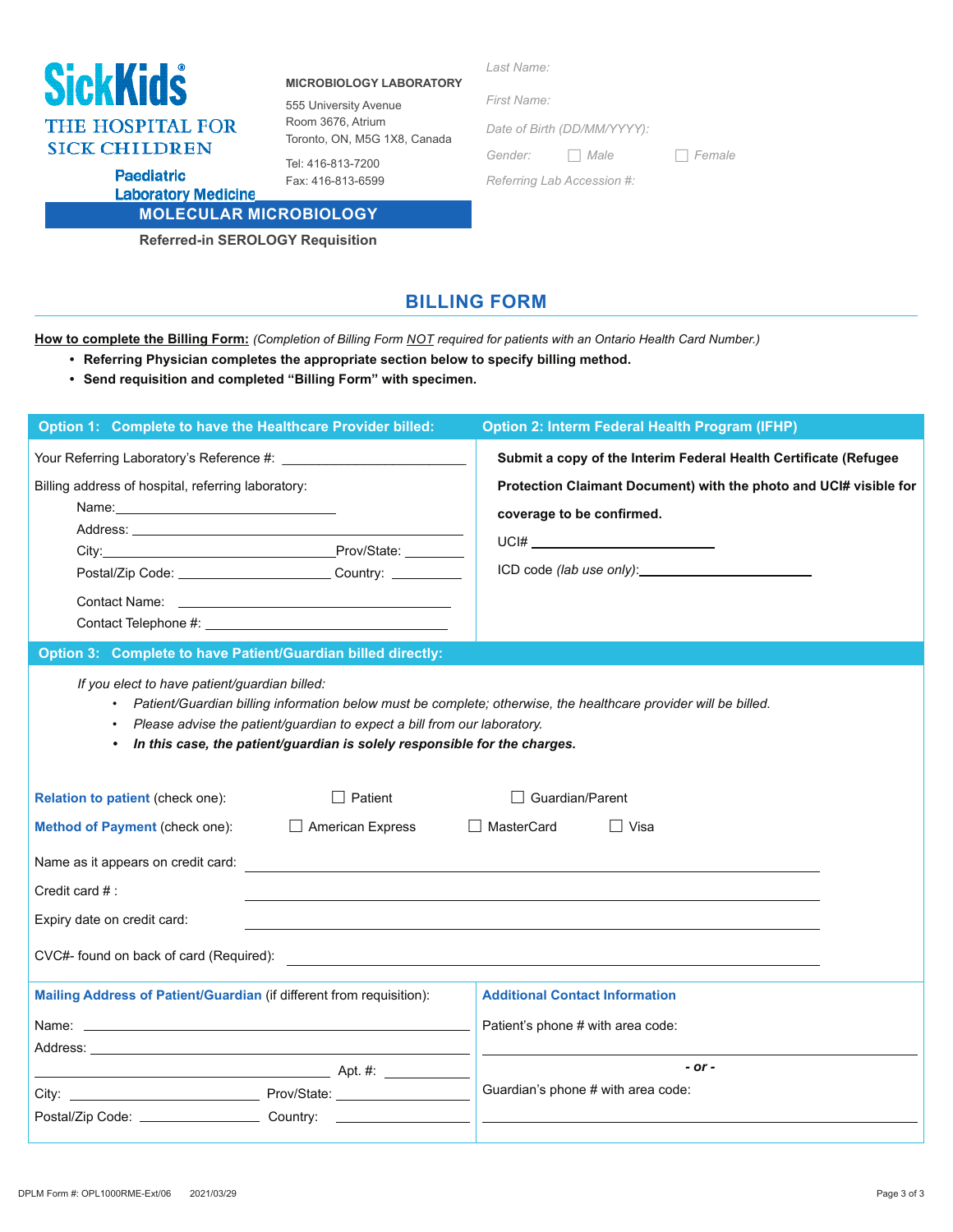**SickKids**
THE HOSPITAL FOR SICK CHILDREN
Paediatric Laboratory Medicine

**MICROBIOLOGY LABORATORY**
555 University Avenue
Room 3676, Atrium
Toronto, ON, M5G 1X8, Canada
Tel: 416-813-7200
Fax: 416-813-6599

*Last Name:*
*First Name:*
*Date of Birth (DD/MM/YYYY):*
*Gender:* ☐ *Male* ☐ *Female*
*Referring Lab Accession #:*

**MOLECULAR MICROBIOLOGY**

**Referred-in SEROLOGY Requisition**

## BILLING FORM

**How to complete the Billing Form:** *(Completion of Billing Form NOT required for patients with an Ontario Health Card Number.)*

- **Referring Physician completes the appropriate section below to specify billing method.**
- **Send requisition and completed “Billing Form” with specimen.**

### Option 1: Complete to have the Healthcare Provider billed:

Your Referring Laboratory’s Reference #: ______________________

Billing address of hospital, referring laboratory:

Name: ______________________
Address: ______________________
City: ______________________ Prov/State: ________
Postal/Zip Code: ______________________ Country: ________

Contact Name: ______________________
Contact Telephone #: ______________________

### Option 2: Interm Federal Health Program (IFHP)

**Submit a copy of the Interim Federal Health Certificate (Refugee Protection Claimant Document) with the photo and UCI# visible for coverage to be confirmed.**

UCI# ______________________

ICD code *(lab use only)*: ______________________

### Option 3: Complete to have Patient/Guardian billed directly:

*If you elect to have patient/guardian billed:*

- *Patient/Guardian billing information below must be complete; otherwise, the healthcare provider will be billed.*
- *Please advise the patient/guardian to expect a bill from our laboratory.*
- ***In this case, the patient/guardian is solely responsible for the charges.***

**Relation to patient** (check one): ☐ Patient ☐ Guardian/Parent

**Method of Payment** (check one): ☐ American Express ☐ MasterCard ☐ Visa

Name as it appears on credit card: ______________________

Credit card # : ______________________

Expiry date on credit card: ______________________

CVC#- found on back of card (Required): ______________________

**Mailing Address of Patient/Guardian** (if different from requisition):

Name: ______________________
Address: ______________________
______________________ Apt. #: ________
City: ______________________ Prov/State: ________
Postal/Zip Code: ______________________ Country: ________

**Additional Contact Information**

Patient’s phone # with area code:
______________________

***- or -***

Guardian’s phone # with area code:
______________________

DPLM Form #: OPL1000RME-Ext/06 2021/03/29